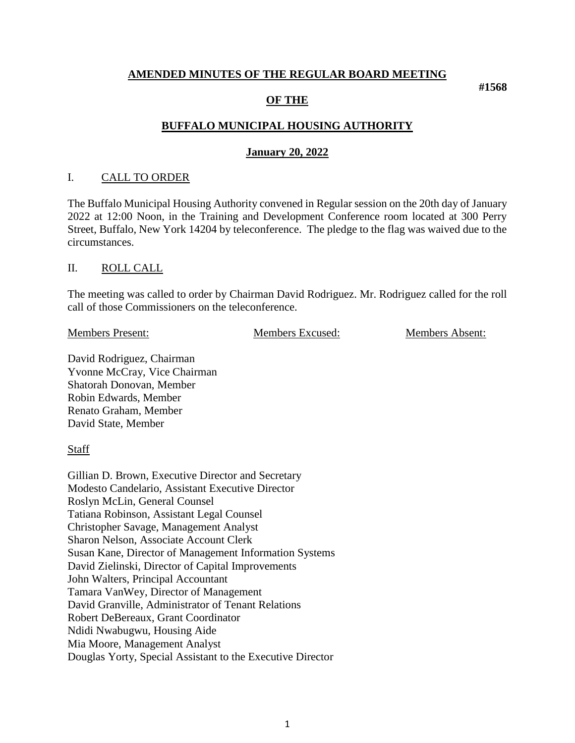# AMENDED MINUTES OF THE REGULAR BOARD MEETING

**#1568**

## OF THE

## BUFFALO MUNICIPAL HOUSING AUTHORITY

### January 20, 2022

## I. CALL TO ORDER

The Buffalo Municipal Housing Authority convened in Regular session on the 20th day of January 2022 at 12:00 Noon, in the Training and Development Conference room located at 300 Perry Street, Buffalo, New York 14204 by teleconference. The pledge to the flag was waived due to the circumstances.

## II. ROLL CALL

The meeting was called to order by Chairman David Rodriguez. Mr. Rodriguez called for the roll call of those Commissioners on the teleconference.

| Members Present: | Members Excused: | Members Absent: |
|---|---|---|
| David Rodriguez, Chairman | | |
| Yvonne McCray, Vice Chairman | | |
| Shatorah Donovan, Member | | |
| Robin Edwards, Member | | |
| Renato Graham, Member | | |
| David State, Member | | |

Staff

Gillian D. Brown, Executive Director and Secretary
Modesto Candelario, Assistant Executive Director
Roslyn McLin, General Counsel
Tatiana Robinson, Assistant Legal Counsel
Christopher Savage, Management Analyst
Sharon Nelson, Associate Account Clerk
Susan Kane, Director of Management Information Systems
David Zielinski, Director of Capital Improvements
John Walters, Principal Accountant
Tamara VanWey, Director of Management
David Granville, Administrator of Tenant Relations
Robert DeBereaux, Grant Coordinator
Ndidi Nwabugwu, Housing Aide
Mia Moore, Management Analyst
Douglas Yorty, Special Assistant to the Executive Director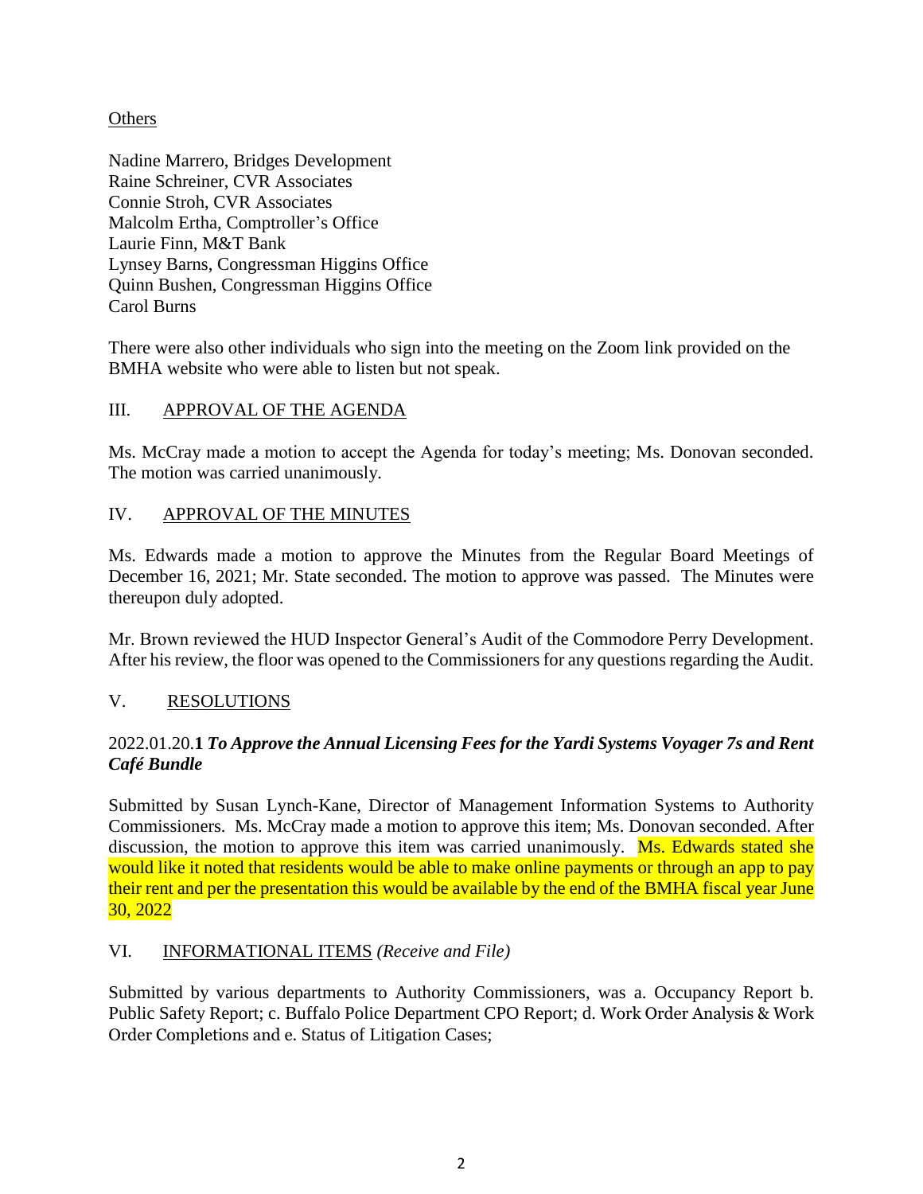Others

Nadine Marrero, Bridges Development
Raine Schreiner, CVR Associates
Connie Stroh, CVR Associates
Malcolm Ertha, Comptroller's Office
Laurie Finn, M&T Bank
Lynsey Barns, Congressman Higgins Office
Quinn Bushen, Congressman Higgins Office
Carol Burns

There were also other individuals who sign into the meeting on the Zoom link provided on the BMHA website who were able to listen but not speak.

## III. APPROVAL OF THE AGENDA

Ms. McCray made a motion to accept the Agenda for today's meeting; Ms. Donovan seconded. The motion was carried unanimously.

## IV. APPROVAL OF THE MINUTES

Ms. Edwards made a motion to approve the Minutes from the Regular Board Meetings of December 16, 2021; Mr. State seconded. The motion to approve was passed. The Minutes were thereupon duly adopted.

Mr. Brown reviewed the HUD Inspector General's Audit of the Commodore Perry Development. After his review, the floor was opened to the Commissioners for any questions regarding the Audit.

## V. RESOLUTIONS

2022.01.20.**1** ***To Approve the Annual Licensing Fees for the Yardi Systems Voyager 7s and Rent Café Bundle***

Submitted by Susan Lynch-Kane, Director of Management Information Systems to Authority Commissioners. Ms. McCray made a motion to approve this item; Ms. Donovan seconded. After discussion, the motion to approve this item was carried unanimously. Ms. Edwards stated she would like it noted that residents would be able to make online payments or through an app to pay their rent and per the presentation this would be available by the end of the BMHA fiscal year June 30, 2022

## VI. INFORMATIONAL ITEMS *(Receive and File)*

Submitted by various departments to Authority Commissioners, was a. Occupancy Report b. Public Safety Report; c. Buffalo Police Department CPO Report; d. Work Order Analysis & Work Order Completions and e. Status of Litigation Cases;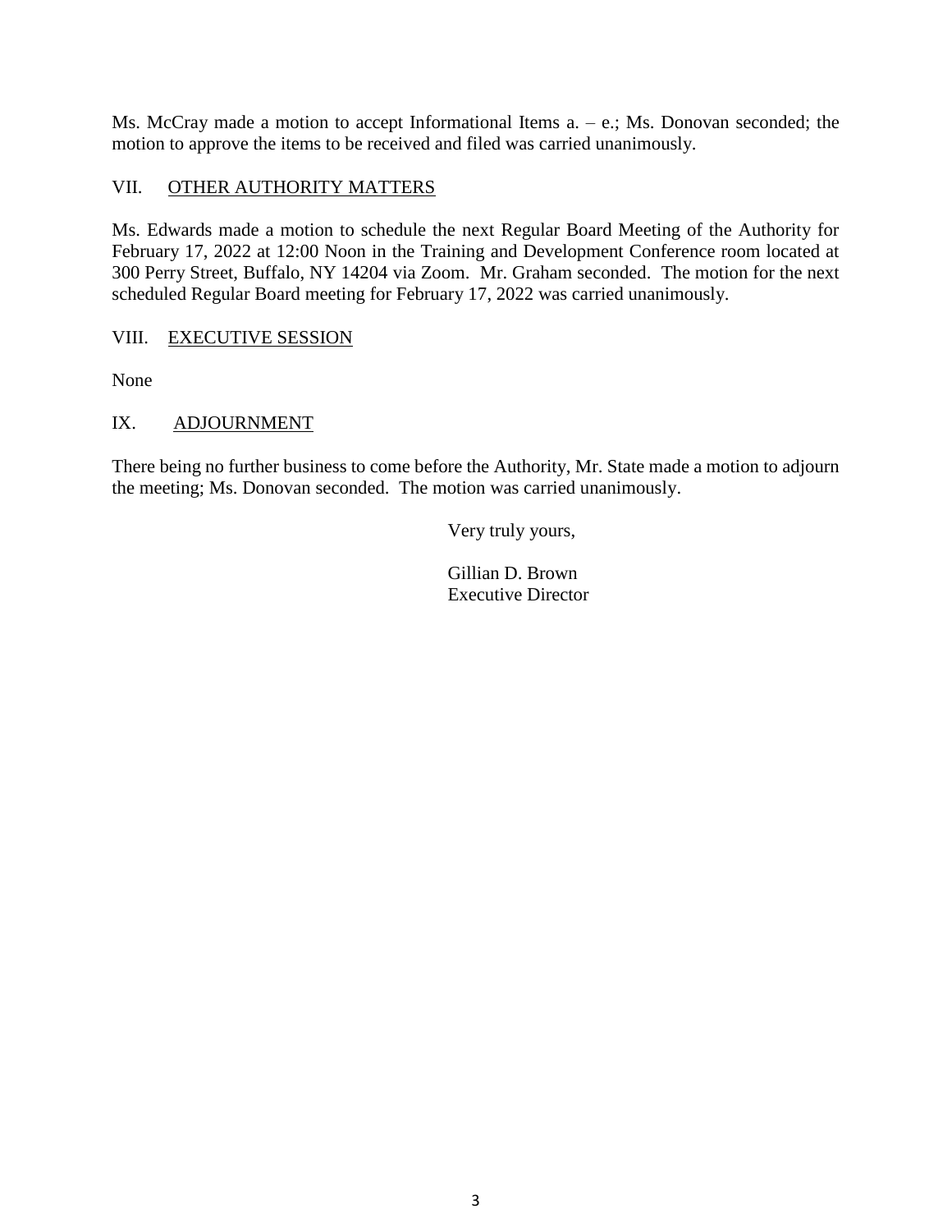Ms. McCray made a motion to accept Informational Items a. – e.; Ms. Donovan seconded; the motion to approve the items to be received and filed was carried unanimously.

## VII. OTHER AUTHORITY MATTERS

Ms. Edwards made a motion to schedule the next Regular Board Meeting of the Authority for February 17, 2022 at 12:00 Noon in the Training and Development Conference room located at 300 Perry Street, Buffalo, NY 14204 via Zoom. Mr. Graham seconded. The motion for the next scheduled Regular Board meeting for February 17, 2022 was carried unanimously.

## VIII. EXECUTIVE SESSION

None

## IX. ADJOURNMENT

There being no further business to come before the Authority, Mr. State made a motion to adjourn the meeting; Ms. Donovan seconded. The motion was carried unanimously.

Very truly yours,

Gillian D. Brown
Executive Director